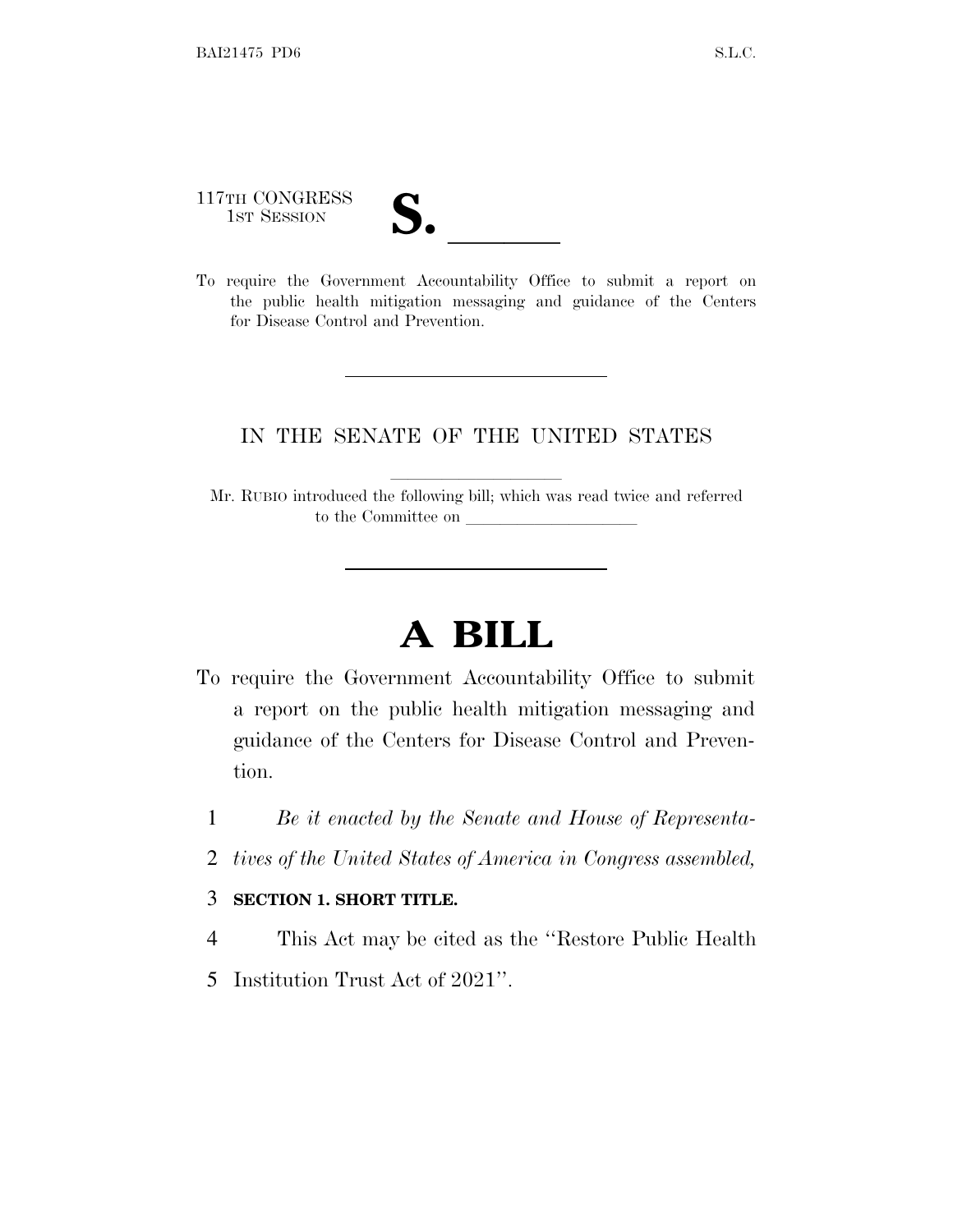117TH CONGRESS
1ST SESSION

# S. \_\_\_\_\_\_

To require the Government Accountability Office to submit a report on the public health mitigation messaging and guidance of the Centers for Disease Control and Prevention.

---

IN THE SENATE OF THE UNITED STATES

Mr. RUBIO introduced the following bill; which was read twice and referred to the Committee on \_\_\_\_\_\_\_\_\_\_\_\_\_\_\_\_\_\_\_\_

---

# A BILL

To require the Government Accountability Office to submit a report on the public health mitigation messaging and guidance of the Centers for Disease Control and Prevention.

*Be it enacted by the Senate and House of Representatives of the United States of America in Congress assembled,*

**SECTION 1. SHORT TITLE.**

This Act may be cited as the ''Restore Public Health Institution Trust Act of 2021''.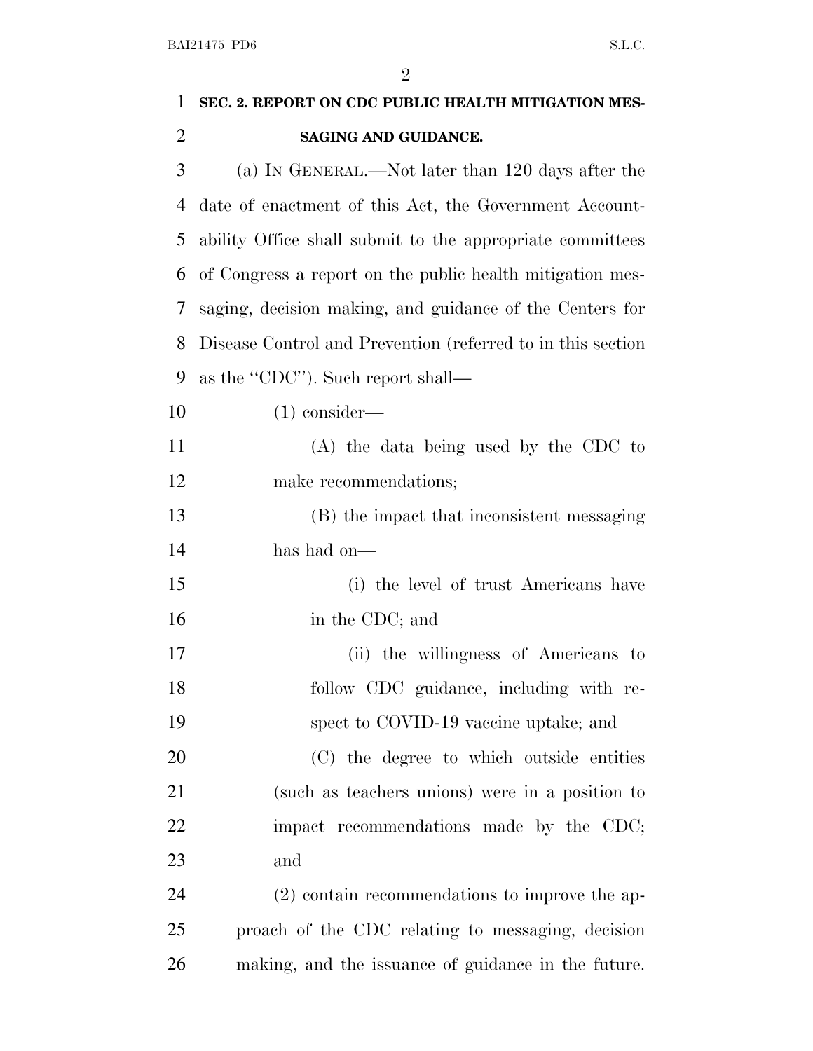**SEC. 2. REPORT ON CDC PUBLIC HEALTH MITIGATION MESSAGING AND GUIDANCE.**

(a) IN GENERAL.—Not later than 120 days after the date of enactment of this Act, the Government Accountability Office shall submit to the appropriate committees of Congress a report on the public health mitigation messaging, decision making, and guidance of the Centers for Disease Control and Prevention (referred to in this section as the "CDC"). Such report shall—

(1) consider—

(A) the data being used by the CDC to make recommendations;

(B) the impact that inconsistent messaging has had on—

(i) the level of trust Americans have in the CDC; and

(ii) the willingness of Americans to follow CDC guidance, including with respect to COVID-19 vaccine uptake; and

(C) the degree to which outside entities (such as teachers unions) were in a position to impact recommendations made by the CDC; and

(2) contain recommendations to improve the approach of the CDC relating to messaging, decision making, and the issuance of guidance in the future.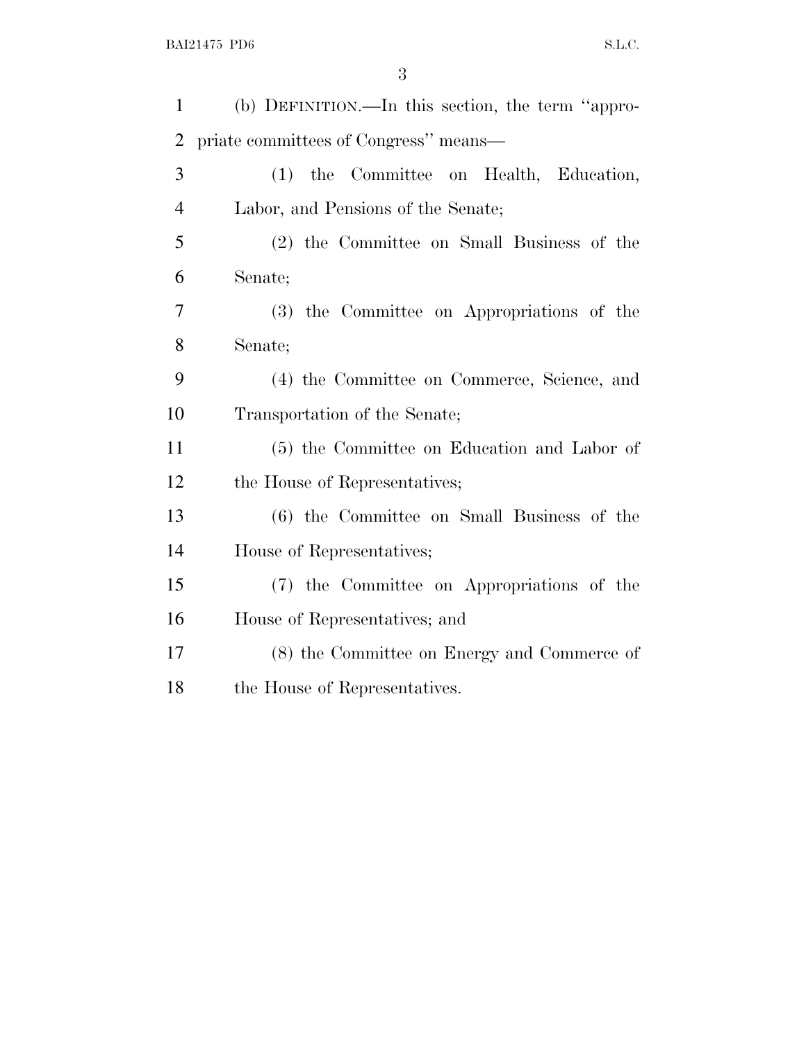(b) DEFINITION.—In this section, the term "appropriate committees of Congress" means—

(1) the Committee on Health, Education, Labor, and Pensions of the Senate;

(2) the Committee on Small Business of the Senate;

(3) the Committee on Appropriations of the Senate;

(4) the Committee on Commerce, Science, and Transportation of the Senate;

(5) the Committee on Education and Labor of the House of Representatives;

(6) the Committee on Small Business of the House of Representatives;

(7) the Committee on Appropriations of the House of Representatives; and

(8) the Committee on Energy and Commerce of the House of Representatives.